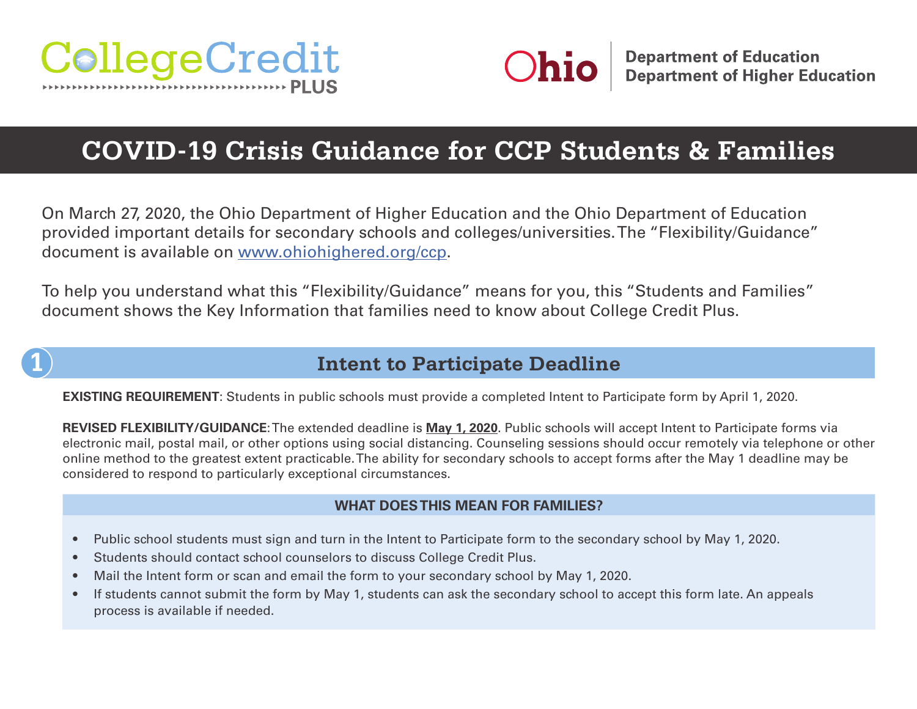College Credit PLUS

Ohio Department of Education
Department of Higher Education

# COVID-19 Crisis Guidance for CCP Students & Families

On March 27, 2020, the Ohio Department of Higher Education and the Ohio Department of Education provided important details for secondary schools and colleges/universities. The "Flexibility/Guidance" document is available on [www.ohiohighered.org/ccp](www.ohiohighered.org/ccp).

To help you understand what this "Flexibility/Guidance" means for you, this "Students and Families" document shows the Key Information that families need to know about College Credit Plus.

## 1 Intent to Participate Deadline

**EXISTING REQUIREMENT**: Students in public schools must provide a completed Intent to Participate form by April 1, 2020.

**REVISED FLEXIBILITY/GUIDANCE**: The extended deadline is **May 1, 2020**. Public schools will accept Intent to Participate forms via electronic mail, postal mail, or other options using social distancing. Counseling sessions should occur remotely via telephone or other online method to the greatest extent practicable. The ability for secondary schools to accept forms after the May 1 deadline may be considered to respond to particularly exceptional circumstances.

### WHAT DOES THIS MEAN FOR FAMILIES?

- Public school students must sign and turn in the Intent to Participate form to the secondary school by May 1, 2020.
- Students should contact school counselors to discuss College Credit Plus.
- Mail the Intent form or scan and email the form to your secondary school by May 1, 2020.
- If students cannot submit the form by May 1, students can ask the secondary school to accept this form late. An appeals process is available if needed.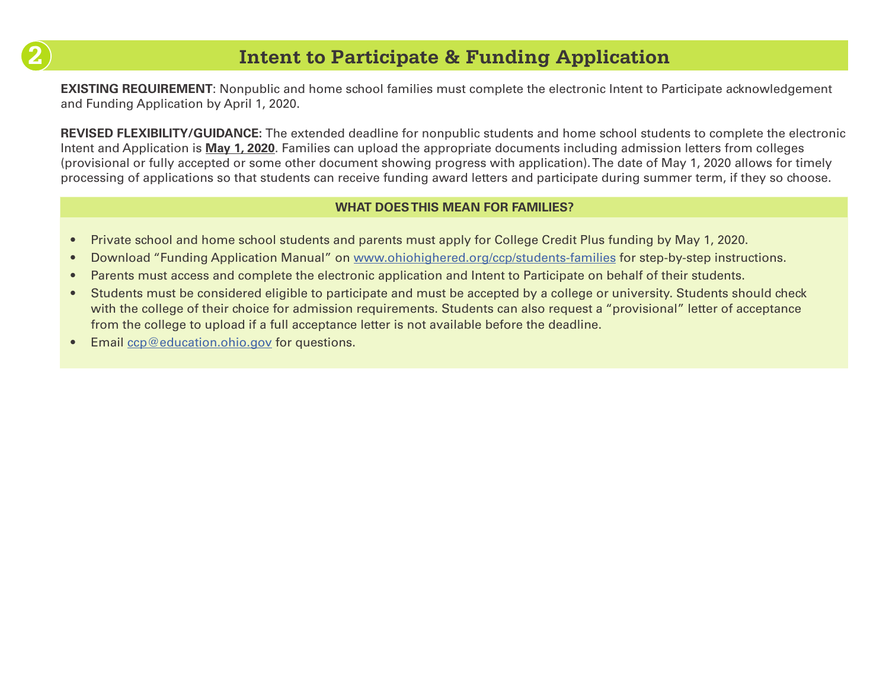## 2 Intent to Participate & Funding Application

**EXISTING REQUIREMENT**: Nonpublic and home school families must complete the electronic Intent to Participate acknowledgement and Funding Application by April 1, 2020.

**REVISED FLEXIBILITY/GUIDANCE:** The extended deadline for nonpublic students and home school students to complete the electronic Intent and Application is **May 1, 2020**. Families can upload the appropriate documents including admission letters from colleges (provisional or fully accepted or some other document showing progress with application). The date of May 1, 2020 allows for timely processing of applications so that students can receive funding award letters and participate during summer term, if they so choose.

**WHAT DOES THIS MEAN FOR FAMILIES?**

- Private school and home school students and parents must apply for College Credit Plus funding by May 1, 2020.
- Download "Funding Application Manual" on www.ohiohighered.org/ccp/students-families for step-by-step instructions.
- Parents must access and complete the electronic application and Intent to Participate on behalf of their students.
- Students must be considered eligible to participate and must be accepted by a college or university. Students should check with the college of their choice for admission requirements. Students can also request a "provisional" letter of acceptance from the college to upload if a full acceptance letter is not available before the deadline.
- Email ccp@education.ohio.gov for questions.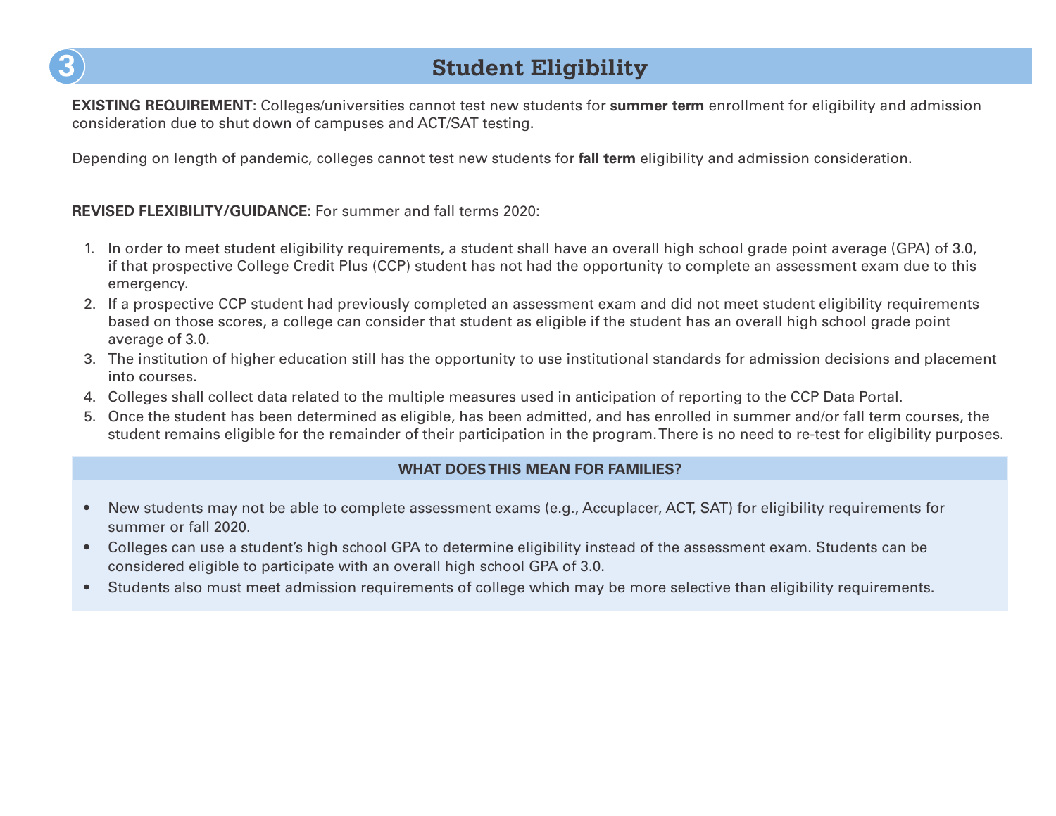## 3 Student Eligibility

**EXISTING REQUIREMENT**: Colleges/universities cannot test new students for **summer term** enrollment for eligibility and admission consideration due to shut down of campuses and ACT/SAT testing.

Depending on length of pandemic, colleges cannot test new students for **fall term** eligibility and admission consideration.

**REVISED FLEXIBILITY/GUIDANCE:** For summer and fall terms 2020:

1. In order to meet student eligibility requirements, a student shall have an overall high school grade point average (GPA) of 3.0, if that prospective College Credit Plus (CCP) student has not had the opportunity to complete an assessment exam due to this emergency.
2. If a prospective CCP student had previously completed an assessment exam and did not meet student eligibility requirements based on those scores, a college can consider that student as eligible if the student has an overall high school grade point average of 3.0.
3. The institution of higher education still has the opportunity to use institutional standards for admission decisions and placement into courses.
4. Colleges shall collect data related to the multiple measures used in anticipation of reporting to the CCP Data Portal.
5. Once the student has been determined as eligible, has been admitted, and has enrolled in summer and/or fall term courses, the student remains eligible for the remainder of their participation in the program. There is no need to re-test for eligibility purposes.

### WHAT DOES THIS MEAN FOR FAMILIES?

- New students may not be able to complete assessment exams (e.g., Accuplacer, ACT, SAT) for eligibility requirements for summer or fall 2020.
- Colleges can use a student's high school GPA to determine eligibility instead of the assessment exam. Students can be considered eligible to participate with an overall high school GPA of 3.0.
- Students also must meet admission requirements of college which may be more selective than eligibility requirements.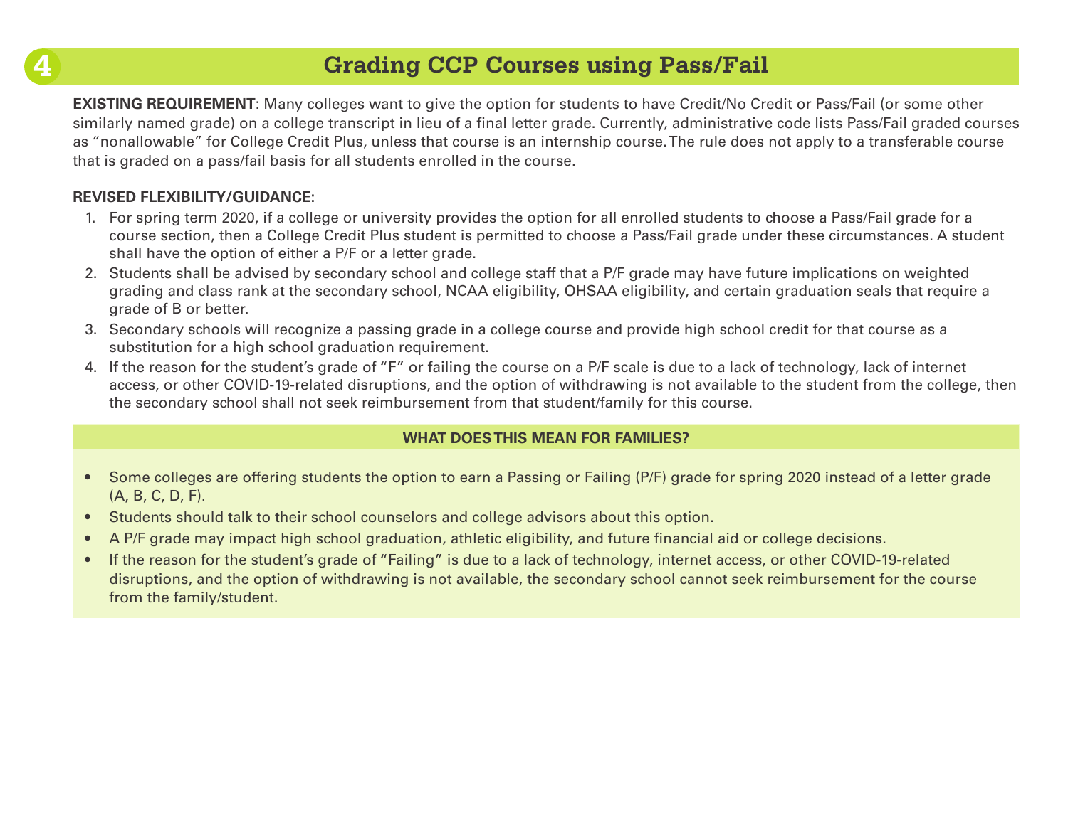## 4 Grading CCP Courses using Pass/Fail

**EXISTING REQUIREMENT**: Many colleges want to give the option for students to have Credit/No Credit or Pass/Fail (or some other similarly named grade) on a college transcript in lieu of a final letter grade. Currently, administrative code lists Pass/Fail graded courses as “nonallowable” for College Credit Plus, unless that course is an internship course. The rule does not apply to a transferable course that is graded on a pass/fail basis for all students enrolled in the course.

**REVISED FLEXIBILITY/GUIDANCE:**

1. For spring term 2020, if a college or university provides the option for all enrolled students to choose a Pass/Fail grade for a course section, then a College Credit Plus student is permitted to choose a Pass/Fail grade under these circumstances. A student shall have the option of either a P/F or a letter grade.
2. Students shall be advised by secondary school and college staff that a P/F grade may have future implications on weighted grading and class rank at the secondary school, NCAA eligibility, OHSAA eligibility, and certain graduation seals that require a grade of B or better.
3. Secondary schools will recognize a passing grade in a college course and provide high school credit for that course as a substitution for a high school graduation requirement.
4. If the reason for the student’s grade of “F” or failing the course on a P/F scale is due to a lack of technology, lack of internet access, or other COVID-19-related disruptions, and the option of withdrawing is not available to the student from the college, then the secondary school shall not seek reimbursement from that student/family for this course.

**WHAT DOES THIS MEAN FOR FAMILIES?**

- Some colleges are offering students the option to earn a Passing or Failing (P/F) grade for spring 2020 instead of a letter grade (A, B, C, D, F).
- Students should talk to their school counselors and college advisors about this option.
- A P/F grade may impact high school graduation, athletic eligibility, and future financial aid or college decisions.
- If the reason for the student’s grade of “Failing” is due to a lack of technology, internet access, or other COVID-19-related disruptions, and the option of withdrawing is not available, the secondary school cannot seek reimbursement for the course from the family/student.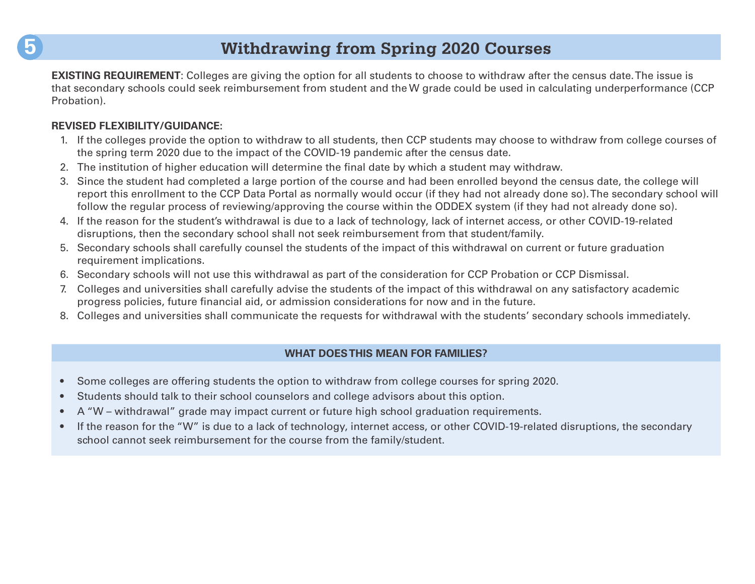## 5 Withdrawing from Spring 2020 Courses

**EXISTING REQUIREMENT**: Colleges are giving the option for all students to choose to withdraw after the census date. The issue is that secondary schools could seek reimbursement from student and the W grade could be used in calculating underperformance (CCP Probation).

**REVISED FLEXIBILITY/GUIDANCE:**

1. If the colleges provide the option to withdraw to all students, then CCP students may choose to withdraw from college courses of the spring term 2020 due to the impact of the COVID-19 pandemic after the census date.
2. The institution of higher education will determine the final date by which a student may withdraw.
3. Since the student had completed a large portion of the course and had been enrolled beyond the census date, the college will report this enrollment to the CCP Data Portal as normally would occur (if they had not already done so). The secondary school will follow the regular process of reviewing/approving the course within the ODDEX system (if they had not already done so).
4. If the reason for the student's withdrawal is due to a lack of technology, lack of internet access, or other COVID-19-related disruptions, then the secondary school shall not seek reimbursement from that student/family.
5. Secondary schools shall carefully counsel the students of the impact of this withdrawal on current or future graduation requirement implications.
6. Secondary schools will not use this withdrawal as part of the consideration for CCP Probation or CCP Dismissal.
7. Colleges and universities shall carefully advise the students of the impact of this withdrawal on any satisfactory academic progress policies, future financial aid, or admission considerations for now and in the future.
8. Colleges and universities shall communicate the requests for withdrawal with the students' secondary schools immediately.

### WHAT DOES THIS MEAN FOR FAMILIES?

- Some colleges are offering students the option to withdraw from college courses for spring 2020.
- Students should talk to their school counselors and college advisors about this option.
- A "W – withdrawal" grade may impact current or future high school graduation requirements.
- If the reason for the "W" is due to a lack of technology, internet access, or other COVID-19-related disruptions, the secondary school cannot seek reimbursement for the course from the family/student.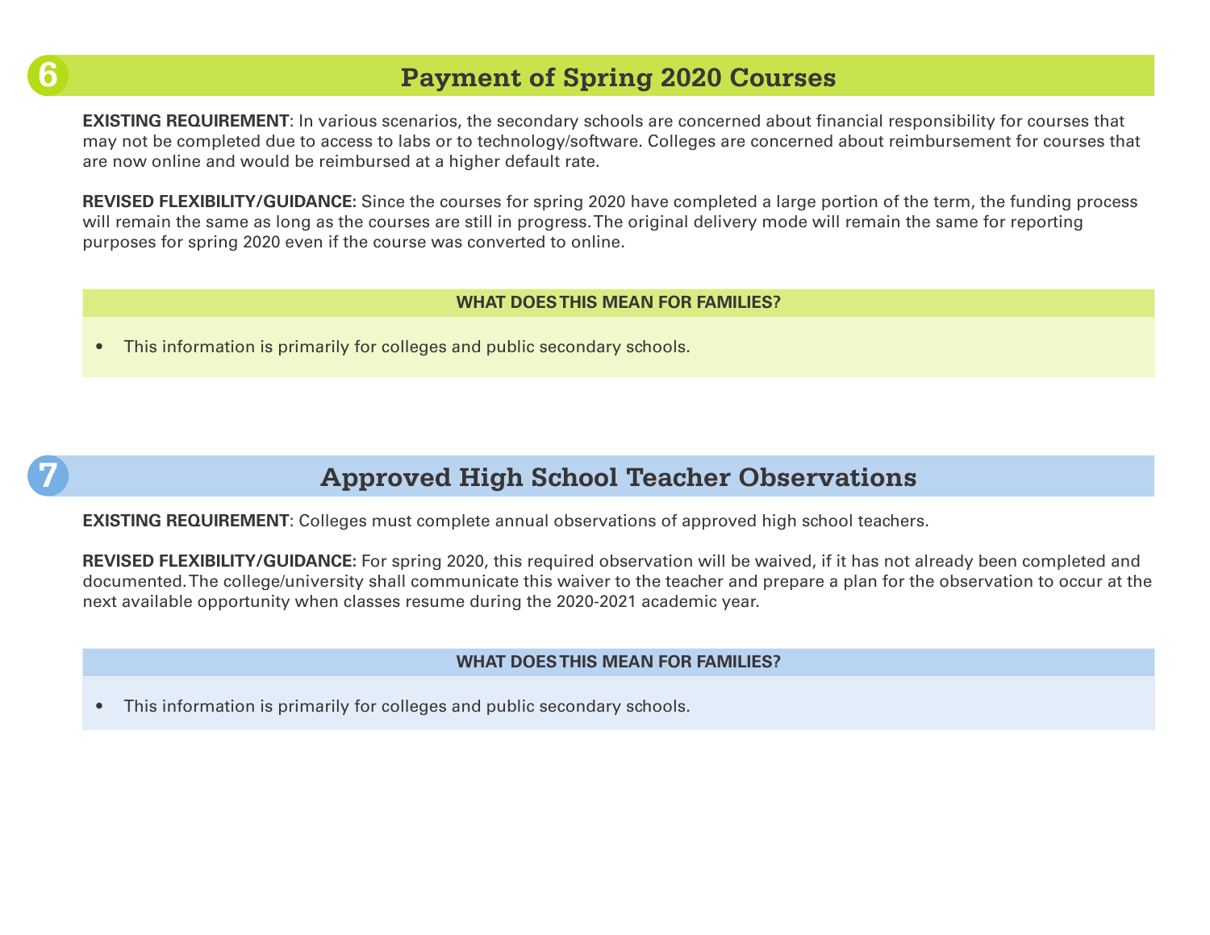## 6 Payment of Spring 2020 Courses

**EXISTING REQUIREMENT**: In various scenarios, the secondary schools are concerned about financial responsibility for courses that may not be completed due to access to labs or to technology/software. Colleges are concerned about reimbursement for courses that are now online and would be reimbursed at a higher default rate.

**REVISED FLEXIBILITY/GUIDANCE:** Since the courses for spring 2020 have completed a large portion of the term, the funding process will remain the same as long as the courses are still in progress. The original delivery mode will remain the same for reporting purposes for spring 2020 even if the course was converted to online.

**WHAT DOES THIS MEAN FOR FAMILIES?**

- This information is primarily for colleges and public secondary schools.

## 7 Approved High School Teacher Observations

**EXISTING REQUIREMENT**: Colleges must complete annual observations of approved high school teachers.

**REVISED FLEXIBILITY/GUIDANCE:** For spring 2020, this required observation will be waived, if it has not already been completed and documented. The college/university shall communicate this waiver to the teacher and prepare a plan for the observation to occur at the next available opportunity when classes resume during the 2020-2021 academic year.

**WHAT DOES THIS MEAN FOR FAMILIES?**

- This information is primarily for colleges and public secondary schools.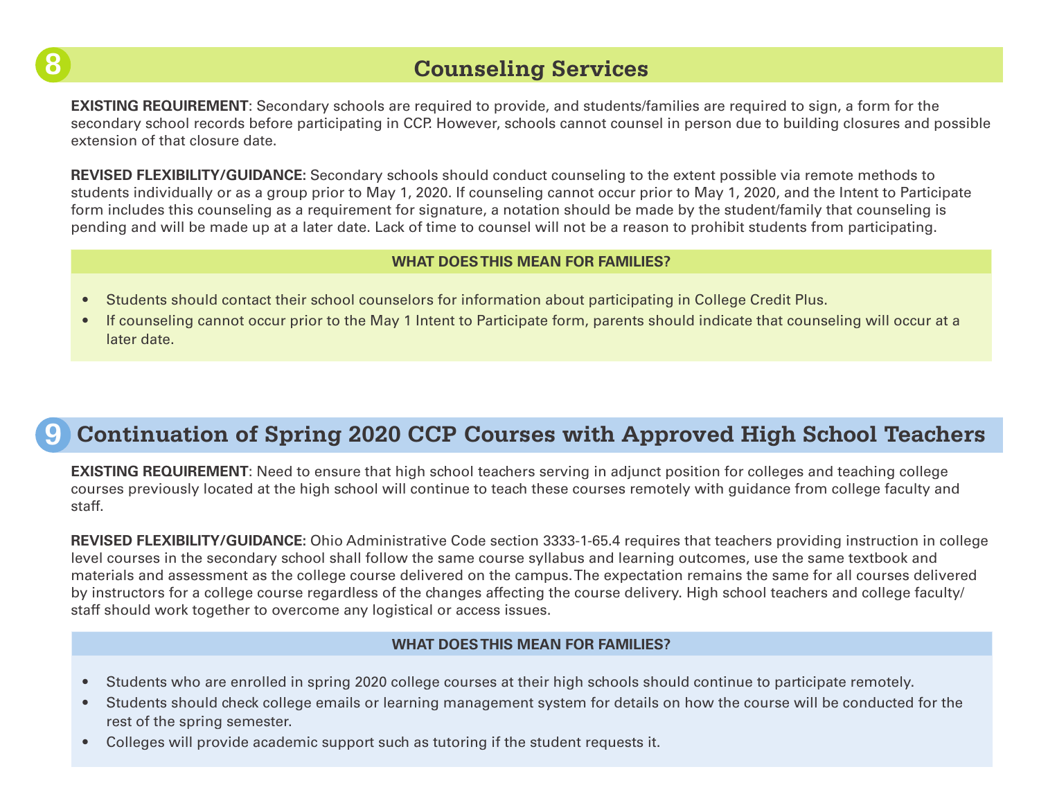## 8 Counseling Services

**EXISTING REQUIREMENT**: Secondary schools are required to provide, and students/families are required to sign, a form for the secondary school records before participating in CCP. However, schools cannot counsel in person due to building closures and possible extension of that closure date.

**REVISED FLEXIBILITY/GUIDANCE:** Secondary schools should conduct counseling to the extent possible via remote methods to students individually or as a group prior to May 1, 2020. If counseling cannot occur prior to May 1, 2020, and the Intent to Participate form includes this counseling as a requirement for signature, a notation should be made by the student/family that counseling is pending and will be made up at a later date. Lack of time to counsel will not be a reason to prohibit students from participating.

### WHAT DOES THIS MEAN FOR FAMILIES?

- Students should contact their school counselors for information about participating in College Credit Plus.
- If counseling cannot occur prior to the May 1 Intent to Participate form, parents should indicate that counseling will occur at a later date.

## 9 Continuation of Spring 2020 CCP Courses with Approved High School Teachers

**EXISTING REQUIREMENT**: Need to ensure that high school teachers serving in adjunct position for colleges and teaching college courses previously located at the high school will continue to teach these courses remotely with guidance from college faculty and staff.

**REVISED FLEXIBILITY/GUIDANCE:** Ohio Administrative Code section 3333-1-65.4 requires that teachers providing instruction in college level courses in the secondary school shall follow the same course syllabus and learning outcomes, use the same textbook and materials and assessment as the college course delivered on the campus. The expectation remains the same for all courses delivered by instructors for a college course regardless of the changes affecting the course delivery. High school teachers and college faculty/staff should work together to overcome any logistical or access issues.

### WHAT DOES THIS MEAN FOR FAMILIES?

- Students who are enrolled in spring 2020 college courses at their high schools should continue to participate remotely.
- Students should check college emails or learning management system for details on how the course will be conducted for the rest of the spring semester.
- Colleges will provide academic support such as tutoring if the student requests it.